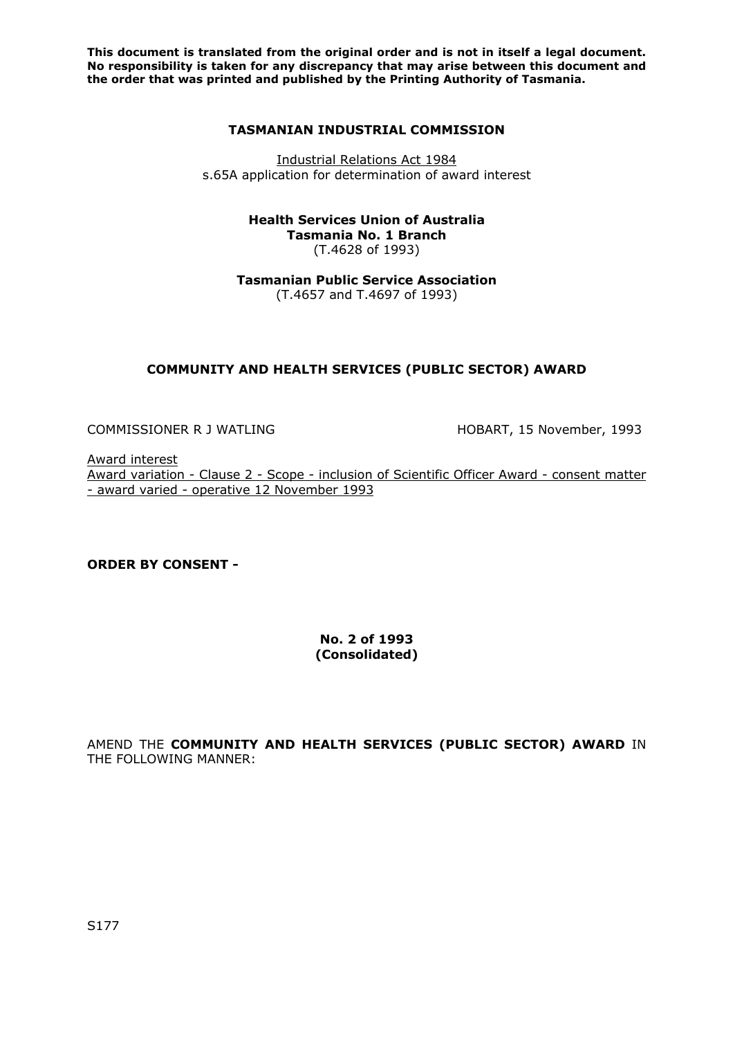**This document is translated from the original order and is not in itself a legal document. No responsibility is taken for any discrepancy that may arise between this document and the order that was printed and published by the Printing Authority of Tasmania.**

**TASMANIAN INDUSTRIAL COMMISSION**

Industrial Relations Act 1984
s.65A application for determination of award interest

**Health Services Union of Australia**
**Tasmania No. 1 Branch**
(T.4628 of 1993)

**Tasmanian Public Service Association**
(T.4657 and T.4697 of 1993)

**COMMUNITY AND HEALTH SERVICES (PUBLIC SECTOR) AWARD**

COMMISSIONER R J WATLING HOBART, 15 November, 1993

Award interest
Award variation - Clause 2 - Scope - inclusion of Scientific Officer Award - consent matter - award varied - operative 12 November 1993

**ORDER BY CONSENT -**

**No. 2 of 1993**
**(Consolidated)**

AMEND THE **COMMUNITY AND HEALTH SERVICES (PUBLIC SECTOR) AWARD** IN THE FOLLOWING MANNER:

S177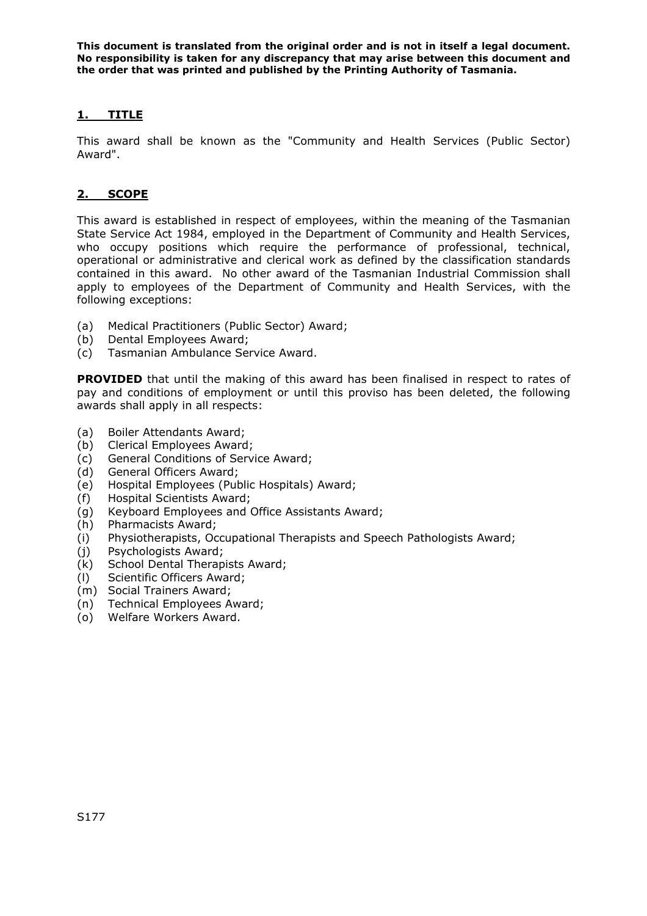**This document is translated from the original order and is not in itself a legal document. No responsibility is taken for any discrepancy that may arise between this document and the order that was printed and published by the Printing Authority of Tasmania.**

## 1. TITLE

This award shall be known as the "Community and Health Services (Public Sector) Award".

## 2. SCOPE

This award is established in respect of employees, within the meaning of the Tasmanian State Service Act 1984, employed in the Department of Community and Health Services, who occupy positions which require the performance of professional, technical, operational or administrative and clerical work as defined by the classification standards contained in this award. No other award of the Tasmanian Industrial Commission shall apply to employees of the Department of Community and Health Services, with the following exceptions:

(a) Medical Practitioners (Public Sector) Award;
(b) Dental Employees Award;
(c) Tasmanian Ambulance Service Award.

**PROVIDED** that until the making of this award has been finalised in respect to rates of pay and conditions of employment or until this proviso has been deleted, the following awards shall apply in all respects:

(a) Boiler Attendants Award;
(b) Clerical Employees Award;
(c) General Conditions of Service Award;
(d) General Officers Award;
(e) Hospital Employees (Public Hospitals) Award;
(f) Hospital Scientists Award;
(g) Keyboard Employees and Office Assistants Award;
(h) Pharmacists Award;
(i) Physiotherapists, Occupational Therapists and Speech Pathologists Award;
(j) Psychologists Award;
(k) School Dental Therapists Award;
(l) Scientific Officers Award;
(m) Social Trainers Award;
(n) Technical Employees Award;
(o) Welfare Workers Award.

S177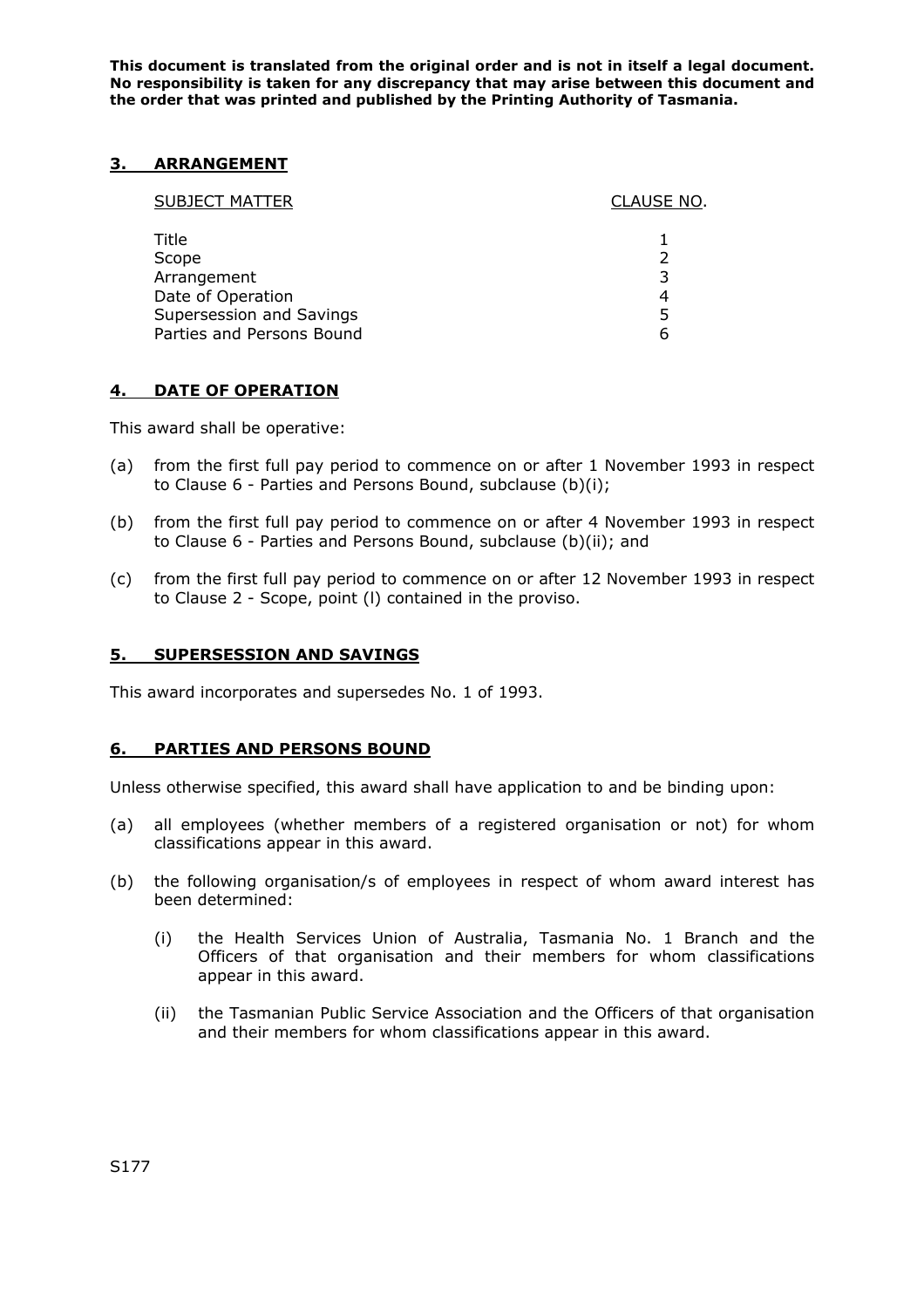**This document is translated from the original order and is not in itself a legal document. No responsibility is taken for any discrepancy that may arise between this document and the order that was printed and published by the Printing Authority of Tasmania.**

## 3. ARRANGEMENT

| SUBJECT MATTER | CLAUSE NO. |
|---|---|
| Title | 1 |
| Scope | 2 |
| Arrangement | 3 |
| Date of Operation | 4 |
| Supersession and Savings | 5 |
| Parties and Persons Bound | 6 |

## 4. DATE OF OPERATION

This award shall be operative:

(a) from the first full pay period to commence on or after 1 November 1993 in respect to Clause 6 - Parties and Persons Bound, subclause (b)(i);

(b) from the first full pay period to commence on or after 4 November 1993 in respect to Clause 6 - Parties and Persons Bound, subclause (b)(ii); and

(c) from the first full pay period to commence on or after 12 November 1993 in respect to Clause 2 - Scope, point (l) contained in the proviso.

## 5. SUPERSESSION AND SAVINGS

This award incorporates and supersedes No. 1 of 1993.

## 6. PARTIES AND PERSONS BOUND

Unless otherwise specified, this award shall have application to and be binding upon:

(a) all employees (whether members of a registered organisation or not) for whom classifications appear in this award.

(b) the following organisation/s of employees in respect of whom award interest has been determined:

 (i) the Health Services Union of Australia, Tasmania No. 1 Branch and the Officers of that organisation and their members for whom classifications appear in this award.

 (ii) the Tasmanian Public Service Association and the Officers of that organisation and their members for whom classifications appear in this award.

S177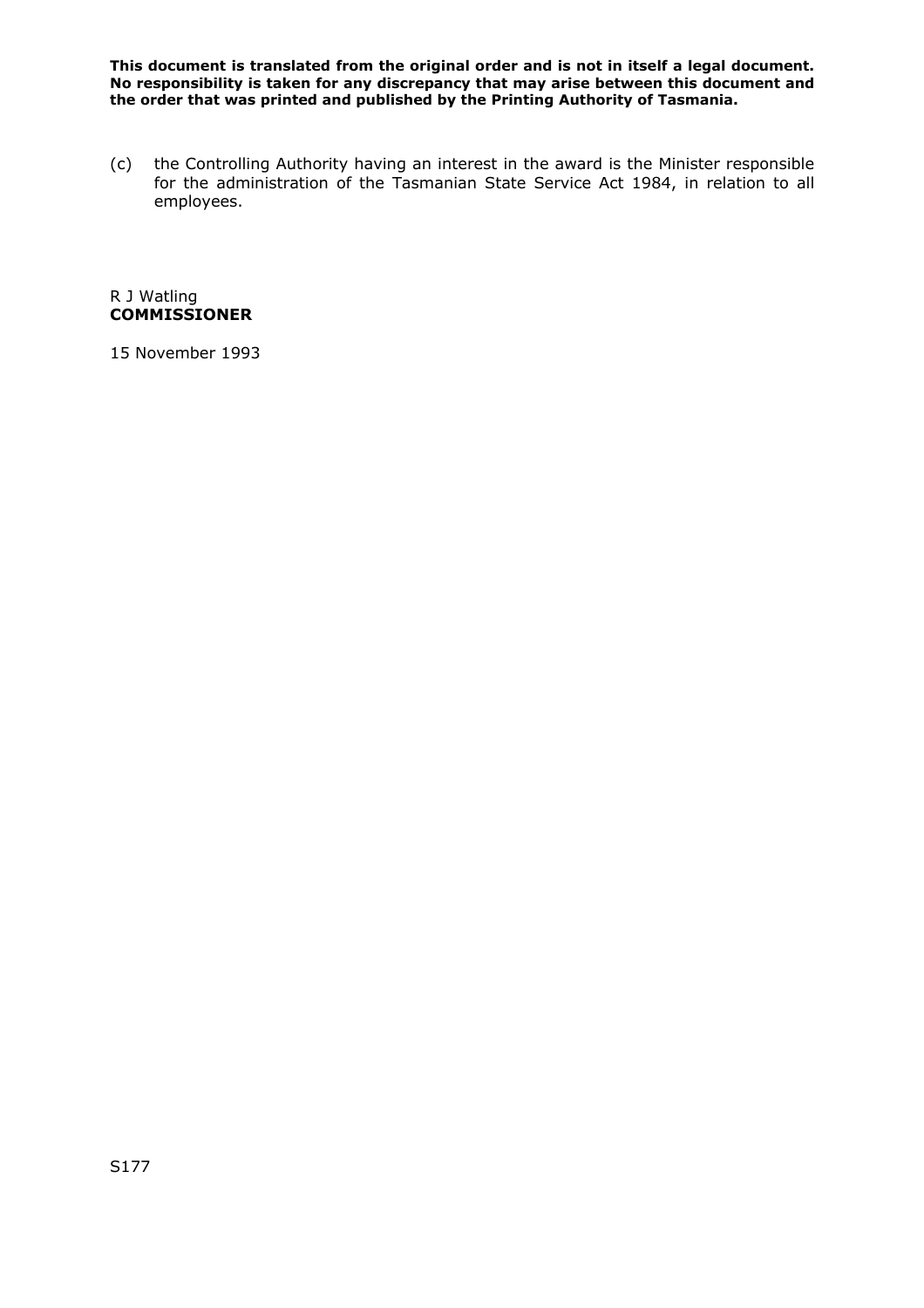**This document is translated from the original order and is not in itself a legal document. No responsibility is taken for any discrepancy that may arise between this document and the order that was printed and published by the Printing Authority of Tasmania.**

(c) the Controlling Authority having an interest in the award is the Minister responsible for the administration of the Tasmanian State Service Act 1984, in relation to all employees.

R J Watling
**COMMISSIONER**

15 November 1993

S177